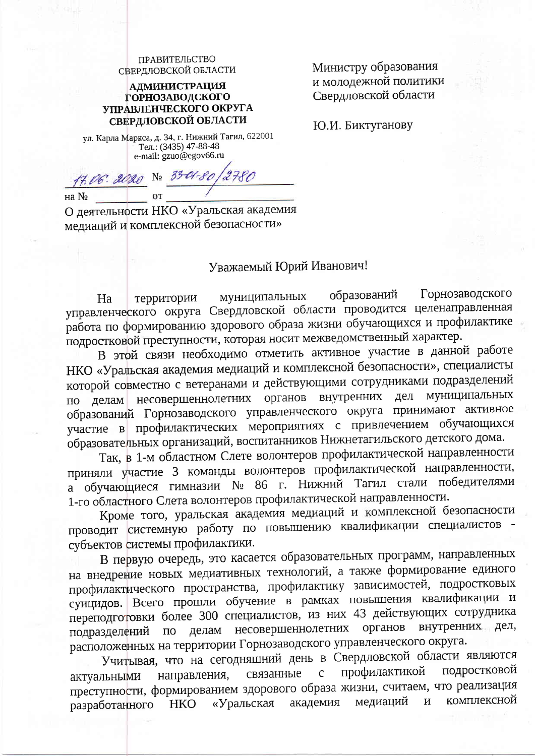ПРАВИТЕЛЬСТВО СВЕРДЛОВСКОЙ ОБЛАСТИ

**АДМИНИСТРАЦИЯ ГОРНОЗАВОДСКОГО УПРАВЛЕНЧЕСКОГО ОКРУГА СВЕРДЛОВСКОЙ ОБЛАСТИ**

ул. Карла Маркса, д. 34, г. Нижний Тагил, 622001
Тел.: (3435) 47-88-48
e-mail: gzuo@egov66.ru

17.06.2020 № 33-01-80/2780

на № \_\_\_\_\_\_ от \_\_\_\_\_\_

О деятельности НКО «Уральская академия медиаций и комплексной безопасности»

Министру образования и молодежной политики Свердловской области

Ю.И. Биктуганову

Уважаемый Юрий Иванович!

На территории муниципальных образований Горнозаводского управленческого округа Свердловской области проводится целенаправленная работа по формированию здорового образа жизни обучающихся и профилактике подростковой преступности, которая носит межведомственный характер.

В этой связи необходимо отметить активное участие в данной работе НКО «Уральская академия медиаций и комплексной безопасности», специалисты которой совместно с ветеранами и действующими сотрудниками подразделений по делам несовершеннолетних органов внутренних дел муниципальных образований Горнозаводского управленческого округа принимают активное участие в профилактических мероприятиях с привлечением обучающихся образовательных организаций, воспитанников Нижнетагильского детского дома.

Так, в 1-м областном Слете волонтеров профилактической направленности приняли участие 3 команды волонтеров профилактической направленности, а обучающиеся гимназии № 86 г. Нижний Тагил стали победителями 1-го областного Слета волонтеров профилактической направленности.

Кроме того, уральская академия медиаций и комплексной безопасности проводит системную работу по повышению квалификации специалистов - субъектов системы профилактики.

В первую очередь, это касается образовательных программ, направленных на внедрение новых медиативных технологий, а также формирование единого профилактического пространства, профилактику зависимостей, подростковых суицидов. Всего прошли обучение в рамках повышения квалификации и переподготовки более 300 специалистов, из них 43 действующих сотрудника подразделений по делам несовершеннолетних органов внутренних дел, расположенных на территории Горнозаводского управленческого округа.

Учитывая, что на сегодняшний день в Свердловской области являются актуальными направления, связанные с профилактикой подростковой преступности, формированием здорового образа жизни, считаем, что реализация разработанного НКО «Уральская академия медиаций и комплексной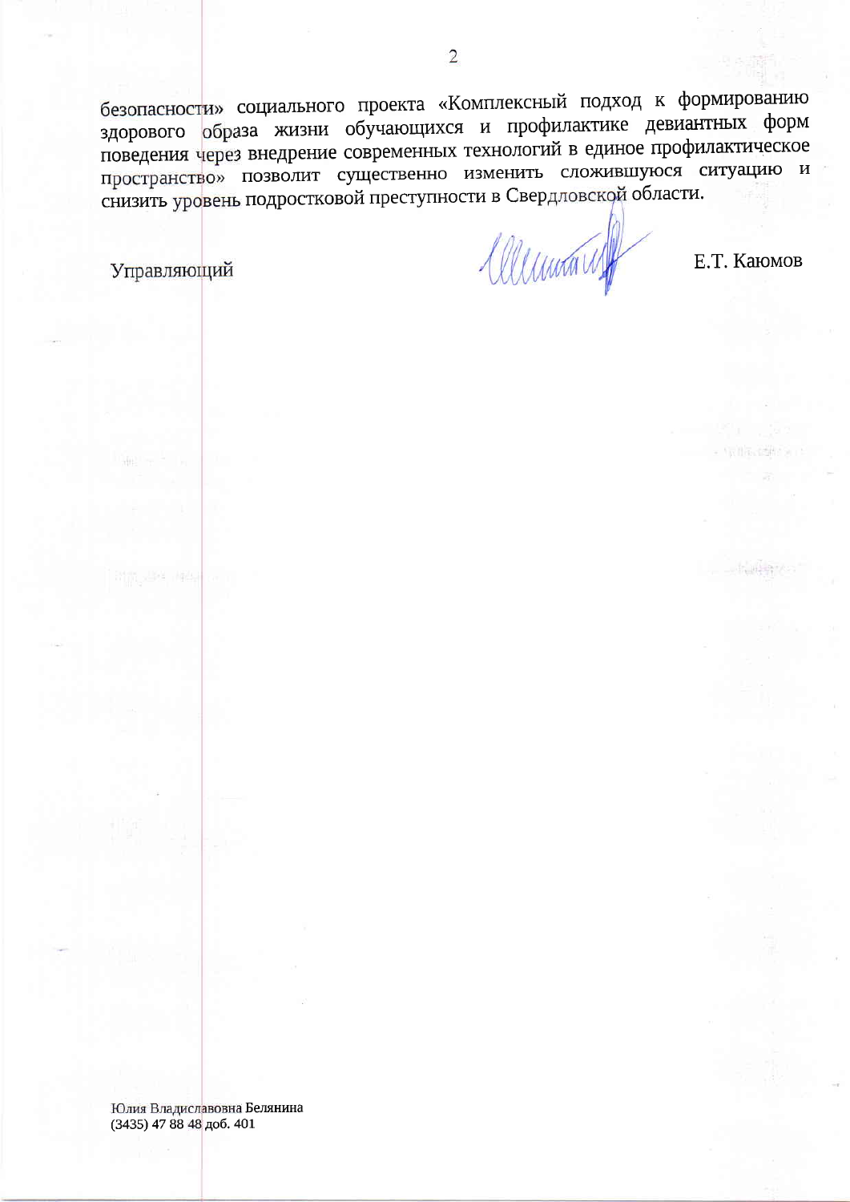безопасности» социального проекта «Комплексный подход к формированию здорового образа жизни обучающихся и профилактике девиантных форм поведения через внедрение современных технологий в единое профилактическое пространство» позволит существенно изменить сложившуюся ситуацию и снизить уровень подростковой преступности в Свердловской области.

Управляющий Е.Т. Каюмов

Юлия Владиславовна Белянина
(3435) 47 88 48 доб. 401